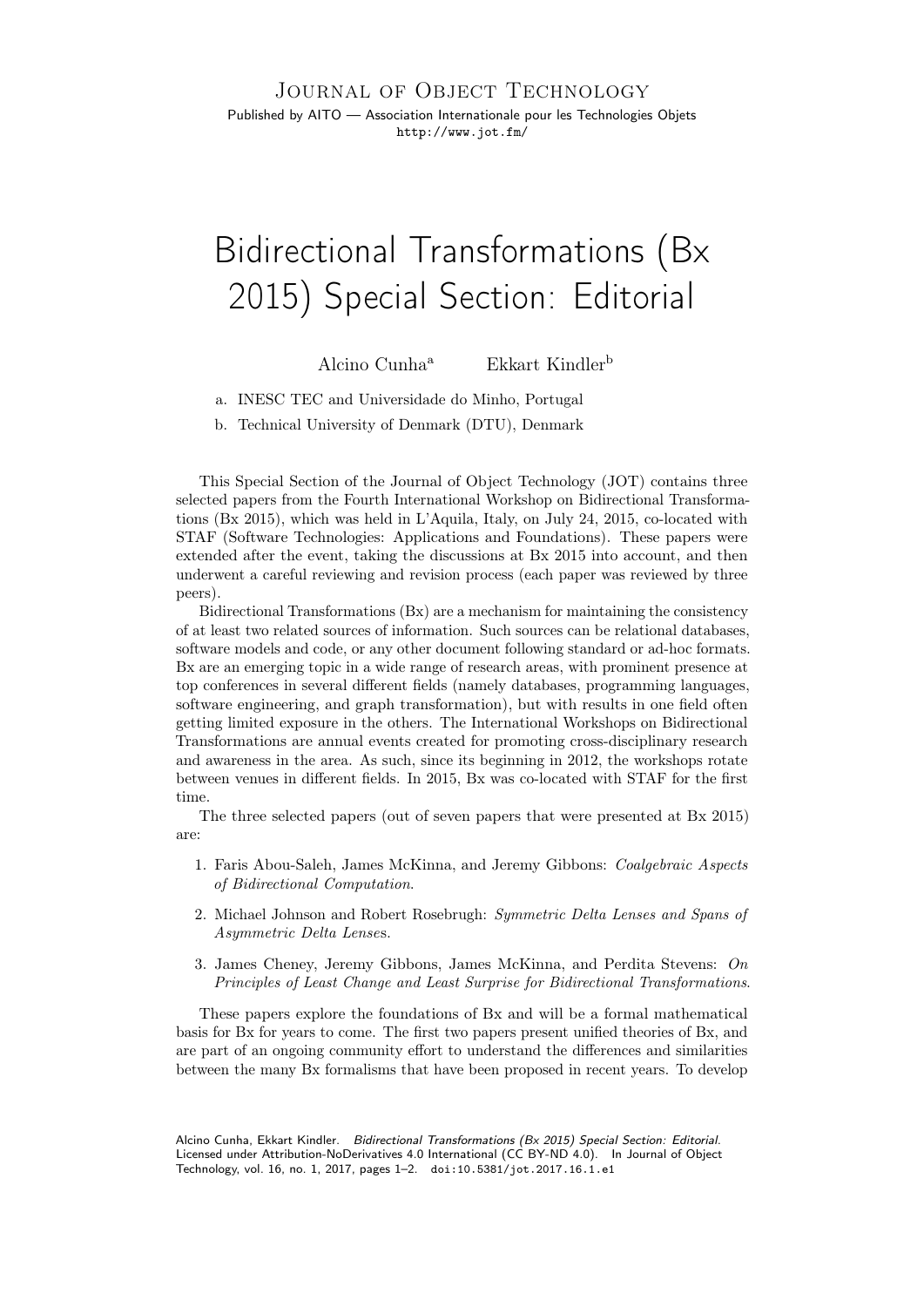Journal of Object Technology

Published by AITO — Association Internationale pour les Technologies Objets

http://www.jot.fm/

# Bidirectional Transformations (Bx 2015) Special Section: Editorial

Alcino Cunha[a] Ekkart Kindler[b]

a. INESC TEC and Universidade do Minho, Portugal

b. Technical University of Denmark (DTU), Denmark

This Special Section of the Journal of Object Technology (JOT) contains three selected papers from the Fourth International Workshop on Bidirectional Transformations (Bx 2015), which was held in L'Aquila, Italy, on July 24, 2015, co-located with STAF (Software Technologies: Applications and Foundations). These papers were extended after the event, taking the discussions at Bx 2015 into account, and then underwent a careful reviewing and revision process (each paper was reviewed by three peers).

Bidirectional Transformations (Bx) are a mechanism for maintaining the consistency of at least two related sources of information. Such sources can be relational databases, software models and code, or any other document following standard or ad-hoc formats. Bx are an emerging topic in a wide range of research areas, with prominent presence at top conferences in several different fields (namely databases, programming languages, software engineering, and graph transformation), but with results in one field often getting limited exposure in the others. The International Workshops on Bidirectional Transformations are annual events created for promoting cross-disciplinary research and awareness in the area. As such, since its beginning in 2012, the workshops rotate between venues in different fields. In 2015, Bx was co-located with STAF for the first time.

The three selected papers (out of seven papers that were presented at Bx 2015) are:

1. Faris Abou-Saleh, James McKinna, and Jeremy Gibbons: *Coalgebraic Aspects of Bidirectional Computation*.
2. Michael Johnson and Robert Rosebrugh: *Symmetric Delta Lenses and Spans of Asymmetric Delta Lenses*.
3. James Cheney, Jeremy Gibbons, James McKinna, and Perdita Stevens: *On Principles of Least Change and Least Surprise for Bidirectional Transformations*.

These papers explore the foundations of Bx and will be a formal mathematical basis for Bx for years to come. The first two papers present unified theories of Bx, and are part of an ongoing community effort to understand the differences and similarities between the many Bx formalisms that have been proposed in recent years. To develop

Alcino Cunha, Ekkart Kindler. *Bidirectional Transformations (Bx 2015) Special Section: Editorial*. Licensed under Attribution-NoDerivatives 4.0 International (CC BY-ND 4.0). In Journal of Object Technology, vol. 16, no. 1, 2017, pages 1–2. doi:10.5381/jot.2017.16.1.e1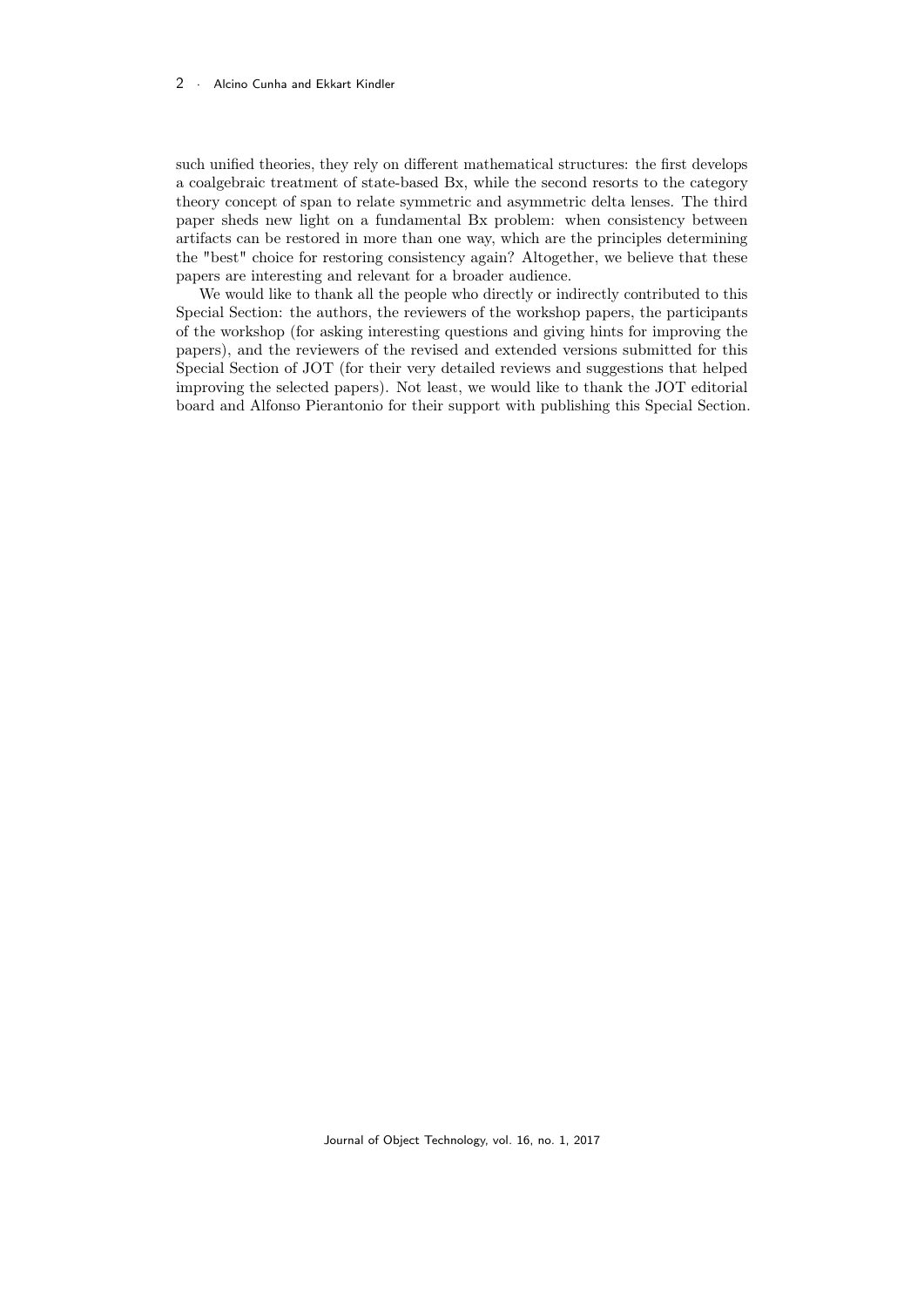such unified theories, they rely on different mathematical structures: the first develops a coalgebraic treatment of state-based Bx, while the second resorts to the category theory concept of span to relate symmetric and asymmetric delta lenses. The third paper sheds new light on a fundamental Bx problem: when consistency between artifacts can be restored in more than one way, which are the principles determining the "best" choice for restoring consistency again? Altogether, we believe that these papers are interesting and relevant for a broader audience.

We would like to thank all the people who directly or indirectly contributed to this Special Section: the authors, the reviewers of the workshop papers, the participants of the workshop (for asking interesting questions and giving hints for improving the papers), and the reviewers of the revised and extended versions submitted for this Special Section of JOT (for their very detailed reviews and suggestions that helped improving the selected papers). Not least, we would like to thank the JOT editorial board and Alfonso Pierantonio for their support with publishing this Special Section.